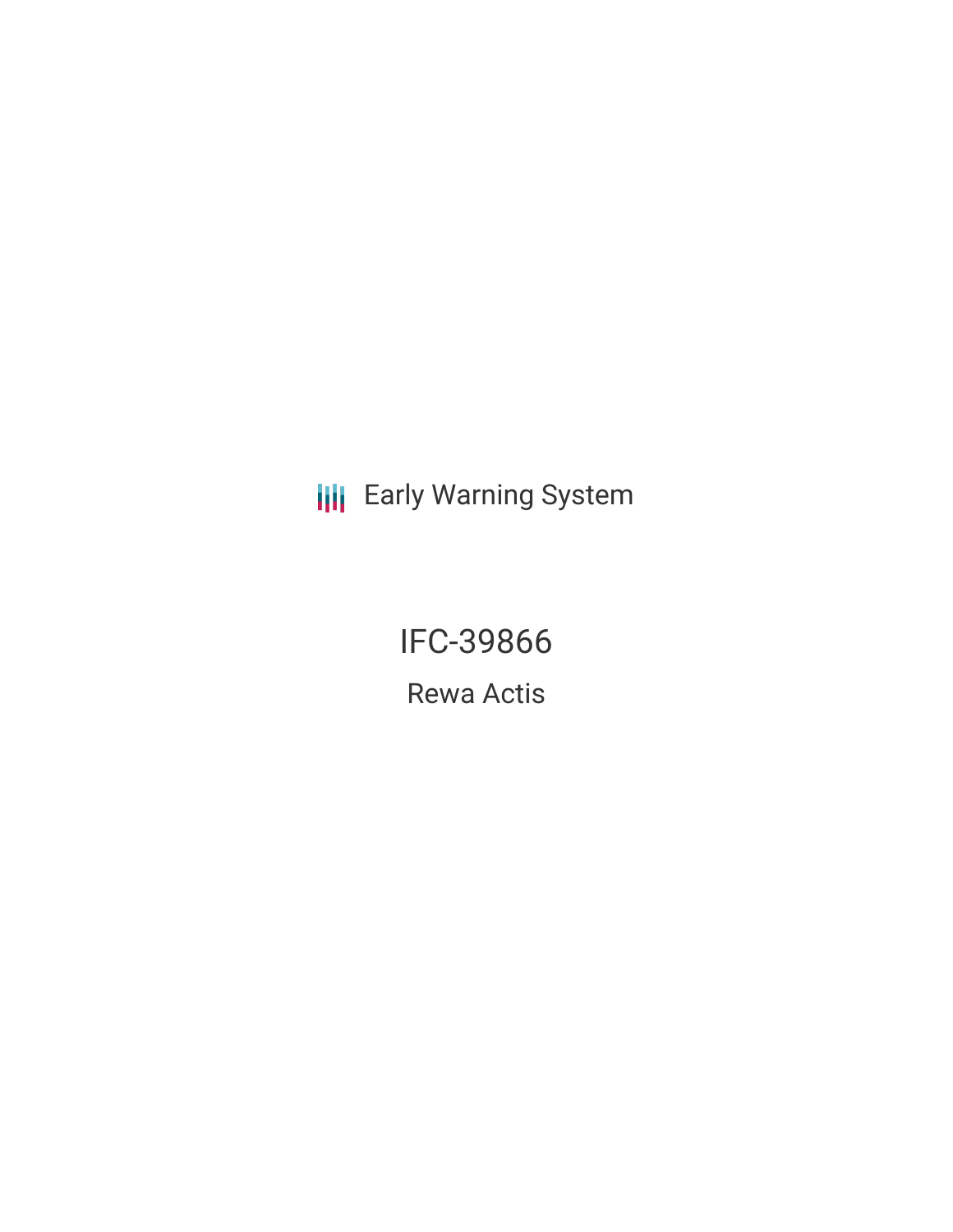Early Warning System

# IFC-39866

## Rewa Actis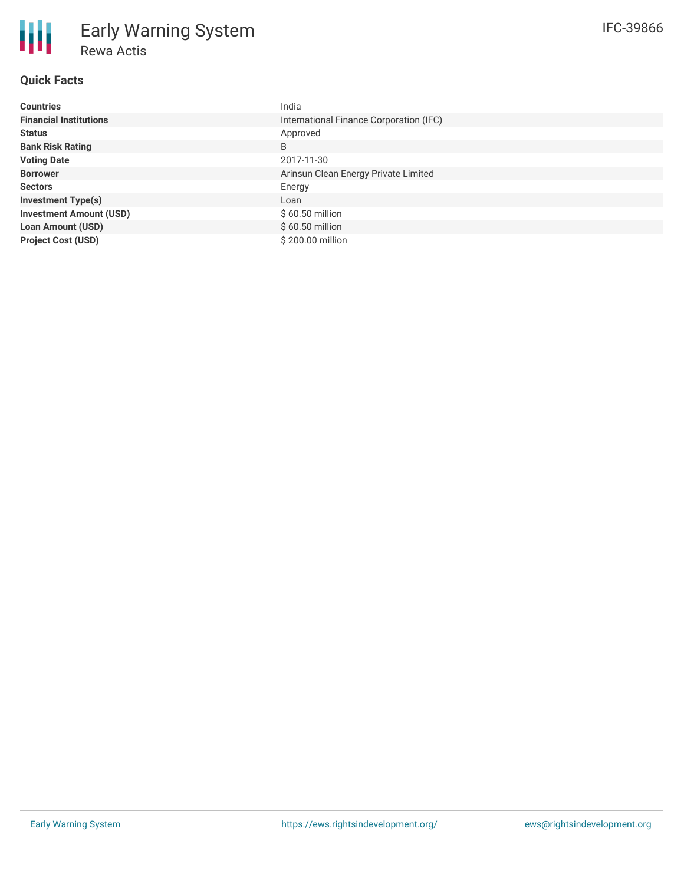# Early Warning System

## Rewa Actis

IFC-39866

### Quick Facts

| | |
|---|---|
| **Countries** | India |
| **Financial Institutions** | International Finance Corporation (IFC) |
| **Status** | Approved |
| **Bank Risk Rating** | B |
| **Voting Date** | 2017-11-30 |
| **Borrower** | Arinsun Clean Energy Private Limited |
| **Sectors** | Energy |
| **Investment Type(s)** | Loan |
| **Investment Amount (USD)** | $ 60.50 million |
| **Loan Amount (USD)** | $ 60.50 million |
| **Project Cost (USD)** | $ 200.00 million |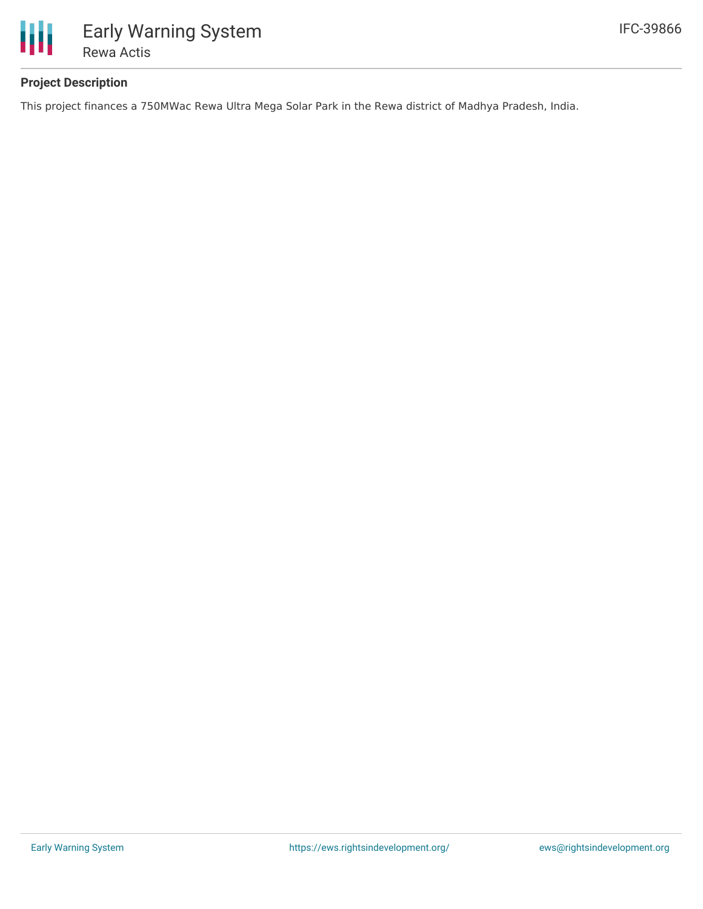## Project Description

This project finances a 750MWac Rewa Ultra Mega Solar Park in the Rewa district of Madhya Pradesh, India.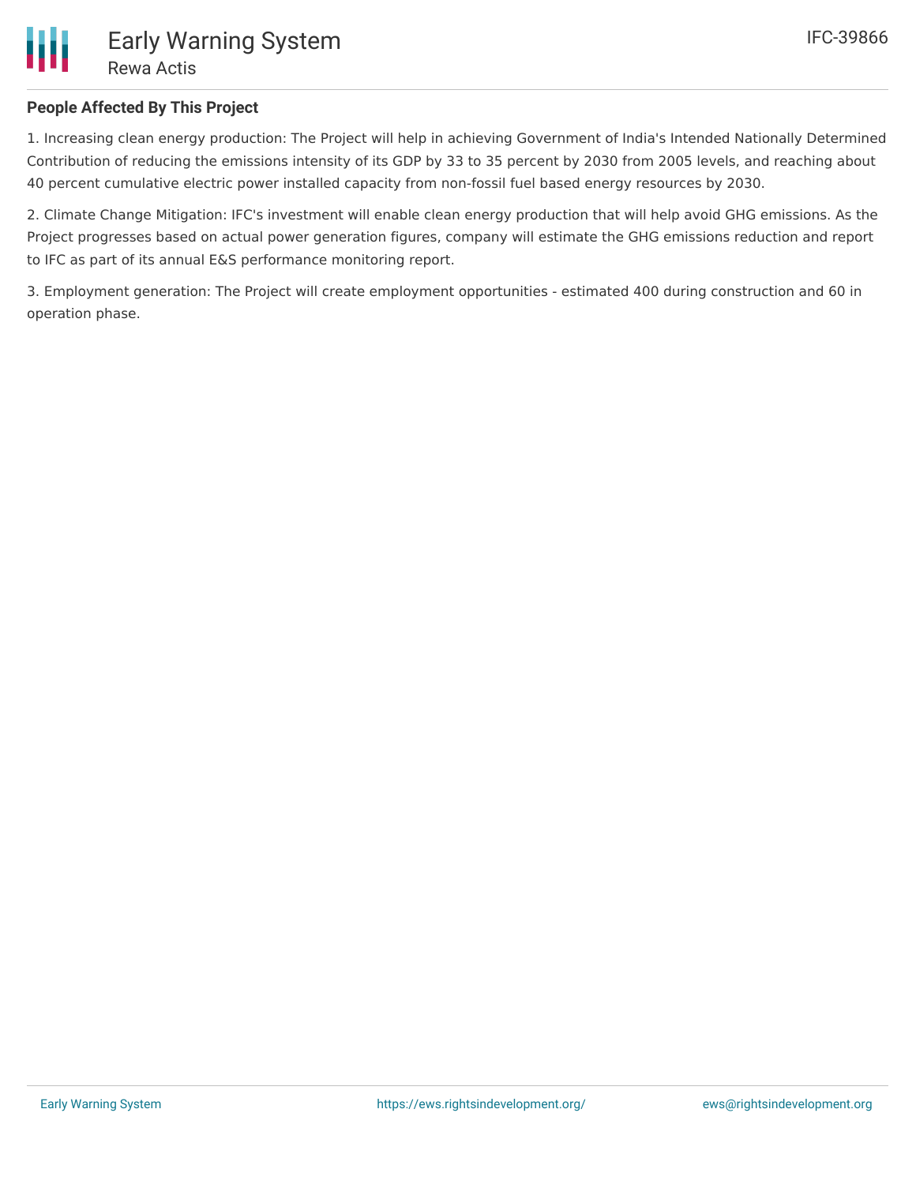## People Affected By This Project

1. Increasing clean energy production: The Project will help in achieving Government of India's Intended Nationally Determined Contribution of reducing the emissions intensity of its GDP by 33 to 35 percent by 2030 from 2005 levels, and reaching about 40 percent cumulative electric power installed capacity from non-fossil fuel based energy resources by 2030.

2. Climate Change Mitigation: IFC's investment will enable clean energy production that will help avoid GHG emissions. As the Project progresses based on actual power generation figures, company will estimate the GHG emissions reduction and report to IFC as part of its annual E&S performance monitoring report.

3. Employment generation: The Project will create employment opportunities - estimated 400 during construction and 60 in operation phase.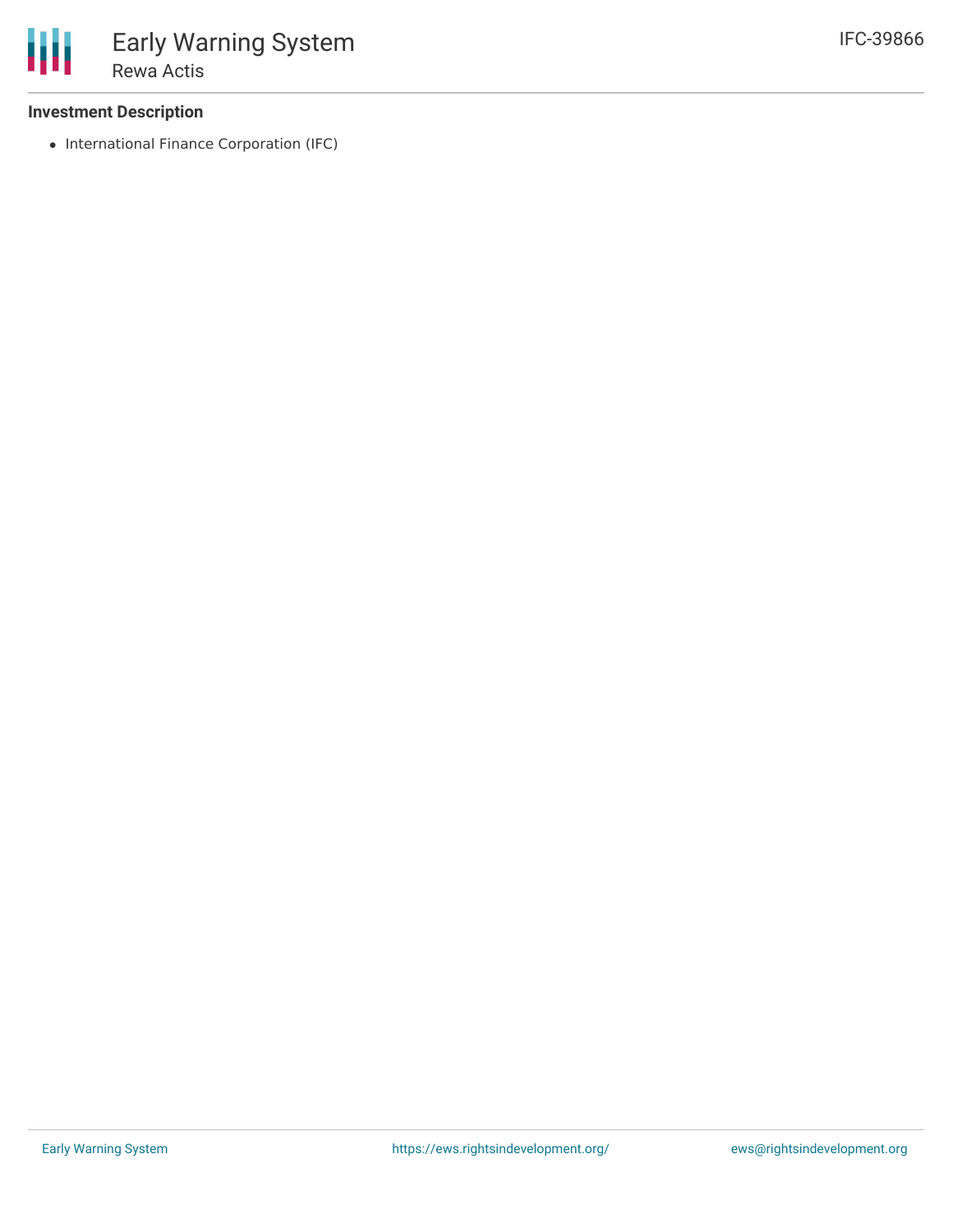### Investment Description

- International Finance Corporation (IFC)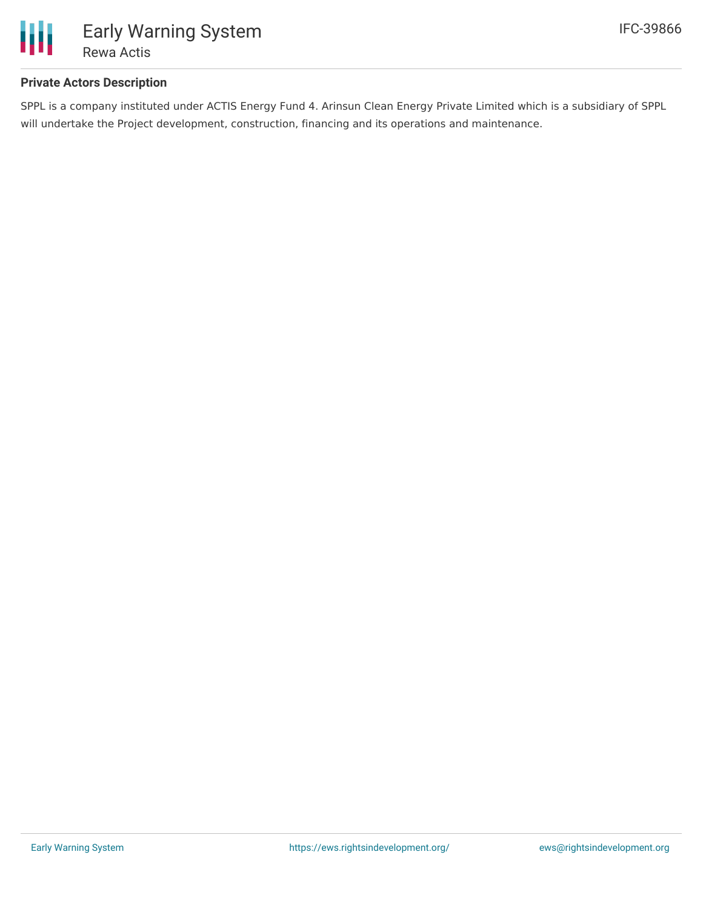**Private Actors Description**

SPPL is a company instituted under ACTIS Energy Fund 4. Arinsun Clean Energy Private Limited which is a subsidiary of SPPL will undertake the Project development, construction, financing and its operations and maintenance.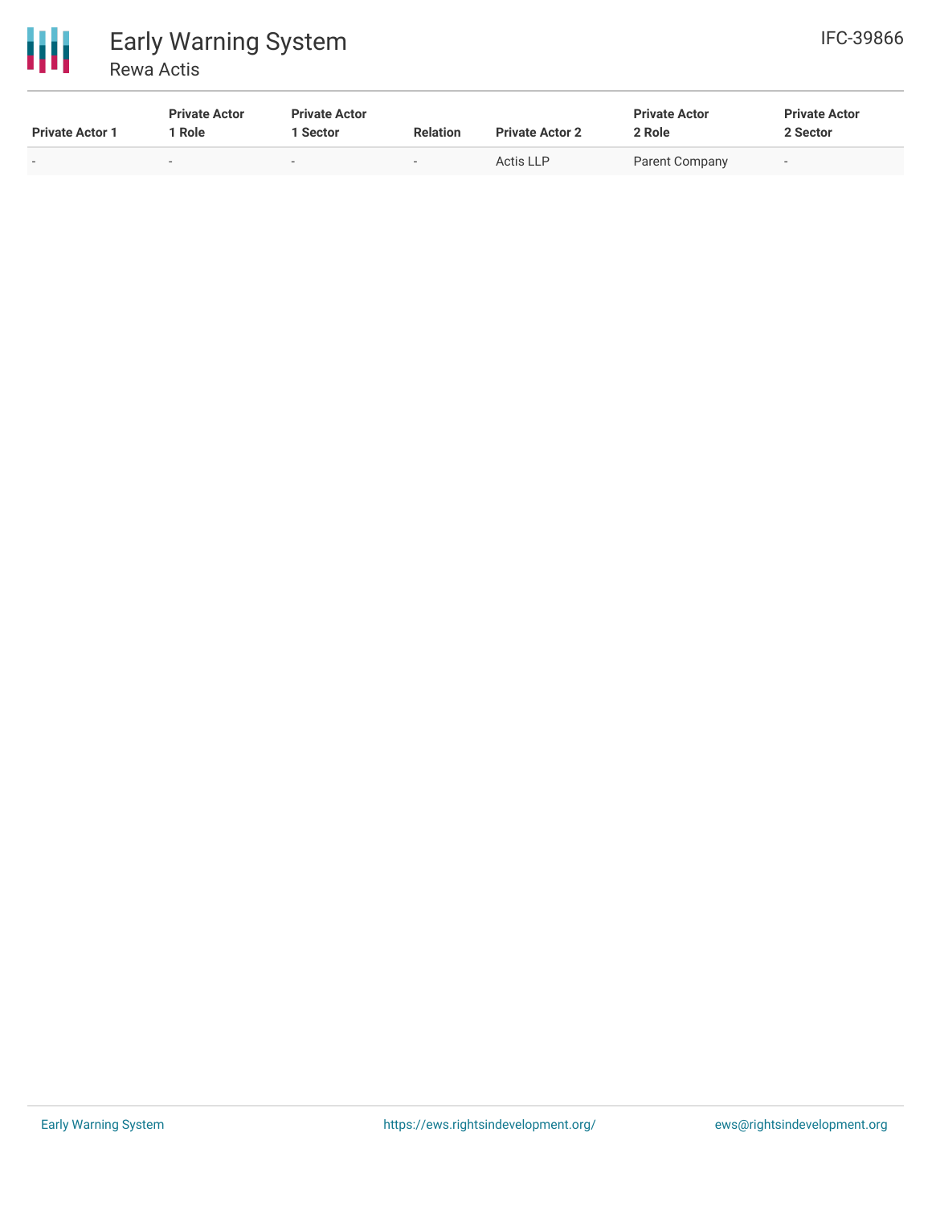| Private Actor 1 | Private Actor 1 Role | Private Actor 1 Sector | Relation | Private Actor 2 | Private Actor 2 Role | Private Actor 2 Sector |
|---|---|---|---|---|---|---|
| - | - | - | - | Actis LLP | Parent Company | - |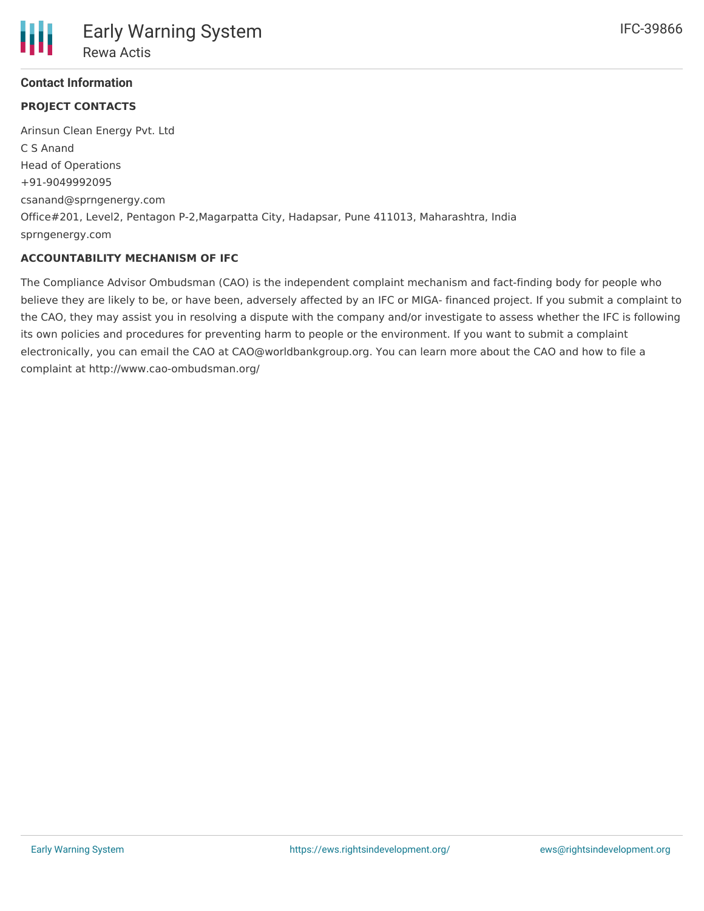## Contact Information

### PROJECT CONTACTS

Arinsun Clean Energy Pvt. Ltd
C S Anand
Head of Operations
+91-9049992095
csanand@sprngenergy.com
Office#201, Level2, Pentagon P-2,Magarpatta City, Hadapsar, Pune 411013, Maharashtra, India
sprngenergy.com

### ACCOUNTABILITY MECHANISM OF IFC

The Compliance Advisor Ombudsman (CAO) is the independent complaint mechanism and fact-finding body for people who believe they are likely to be, or have been, adversely affected by an IFC or MIGA- financed project. If you submit a complaint to the CAO, they may assist you in resolving a dispute with the company and/or investigate to assess whether the IFC is following its own policies and procedures for preventing harm to people or the environment. If you want to submit a complaint electronically, you can email the CAO at CAO@worldbankgroup.org. You can learn more about the CAO and how to file a complaint at http://www.cao-ombudsman.org/